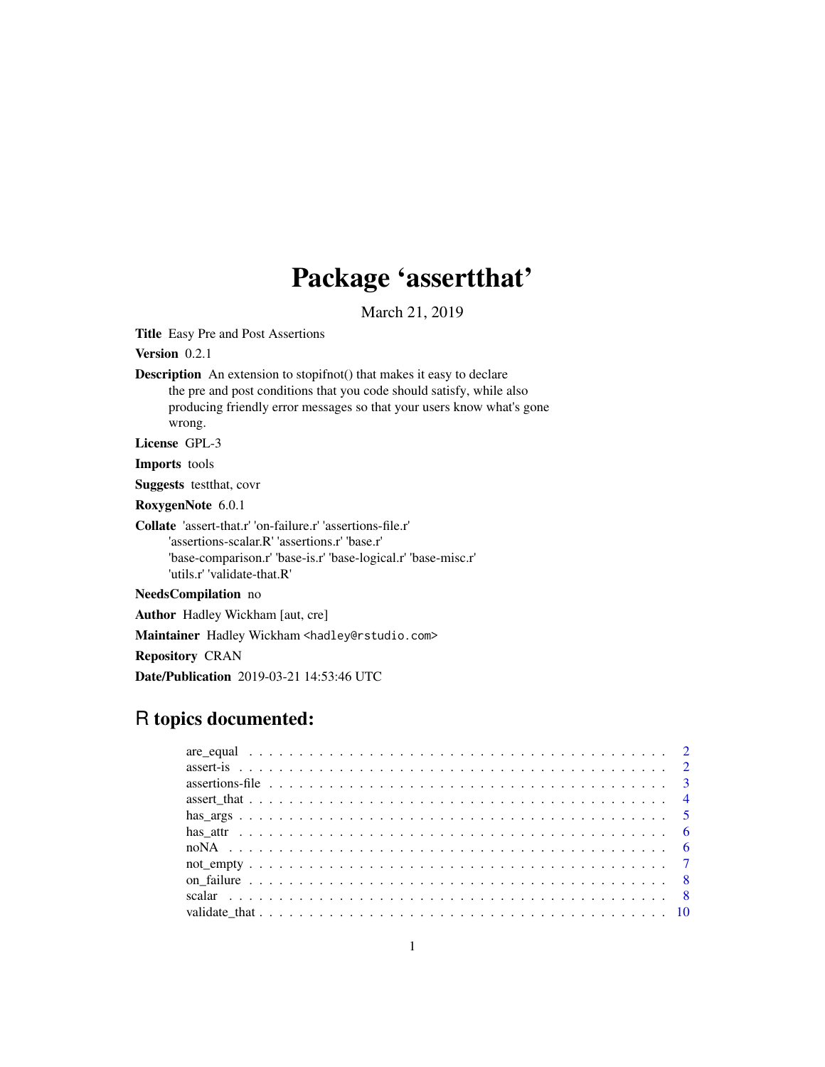# Package 'assertthat'

March 21, 2019

**Title** Easy Pre and Post Assertions

**Version** 0.2.1

**Description** An extension to stopifnot() that makes it easy to declare the pre and post conditions that you code should satisfy, while also producing friendly error messages so that your users know what's gone wrong.

**License** GPL-3

**Imports** tools

**Suggests** testthat, covr

**RoxygenNote** 6.0.1

**Collate** 'assert-that.r' 'on-failure.r' 'assertions-file.r' 'assertions-scalar.R' 'assertions.r' 'base.r' 'base-comparison.r' 'base-is.r' 'base-logical.r' 'base-misc.r' 'utils.r' 'validate-that.R'

**NeedsCompilation** no

**Author** Hadley Wickham [aut, cre]

**Maintainer** Hadley Wickham <hadley@rstudio.com>

**Repository** CRAN

**Date/Publication** 2019-03-21 14:53:46 UTC

## R topics documented:

| | |
|---|---|
| are_equal | 2 |
| assert-is | 2 |
| assertions-file | 3 |
| assert_that | 4 |
| has_args | 5 |
| has_attr | 6 |
| noNA | 6 |
| not_empty | 7 |
| on_failure | 8 |
| scalar | 8 |
| validate_that | 10 |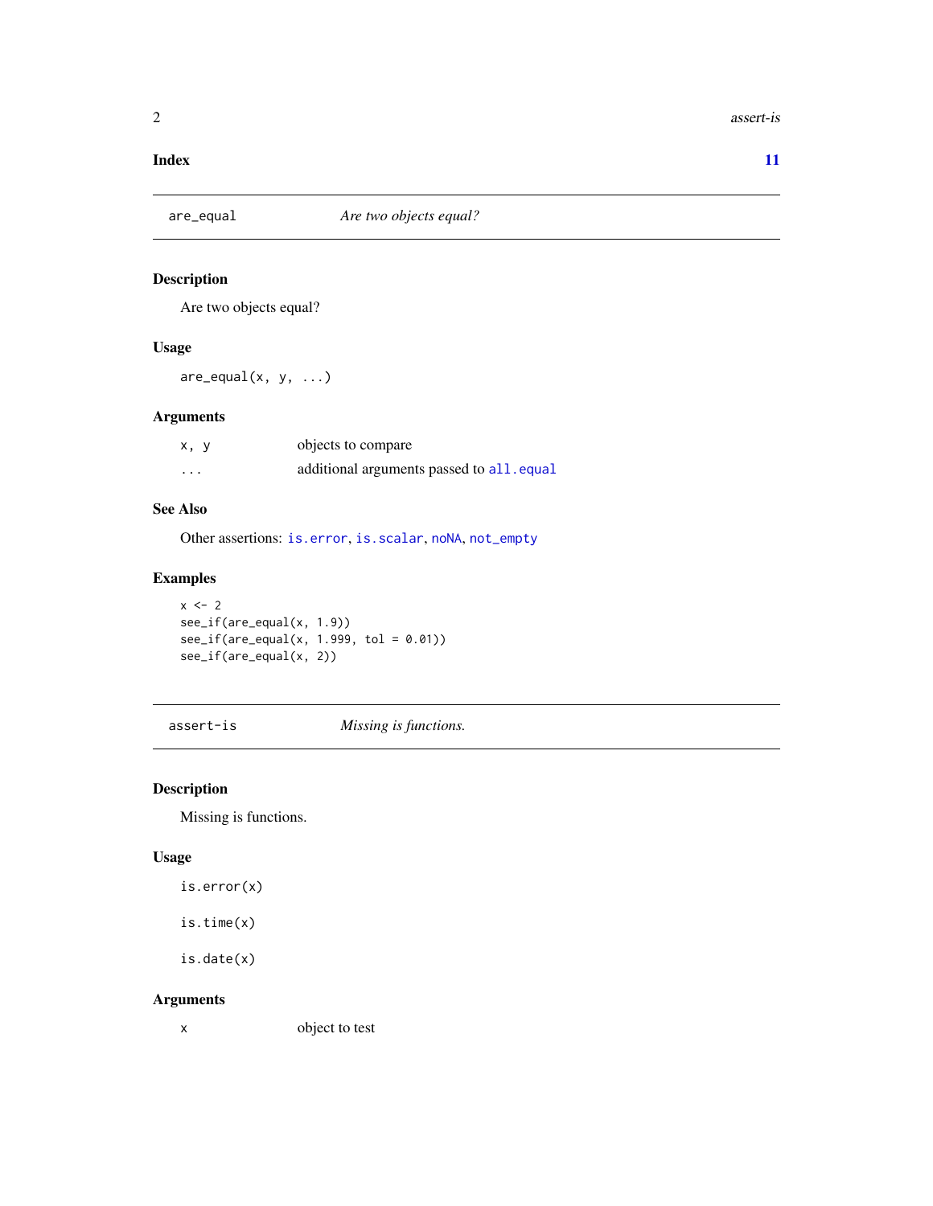**Index** **11**

---

`are_equal` *Are two objects equal?*

---

## Description

Are two objects equal?

## Usage

```
are_equal(x, y, ...)
```

## Arguments

| | |
|---|---|
| `x, y` | objects to compare |
| `...` | additional arguments passed to `all.equal` |

## See Also

Other assertions: `is.error`, `is.scalar`, `noNA`, `not_empty`

## Examples

```
x <- 2
see_if(are_equal(x, 1.9))
see_if(are_equal(x, 1.999, tol = 0.01))
see_if(are_equal(x, 2))
```

---

`assert-is` *Missing is functions.*

---

## Description

Missing is functions.

## Usage

```
is.error(x)

is.time(x)

is.date(x)
```

## Arguments

| | |
|---|---|
| `x` | object to test |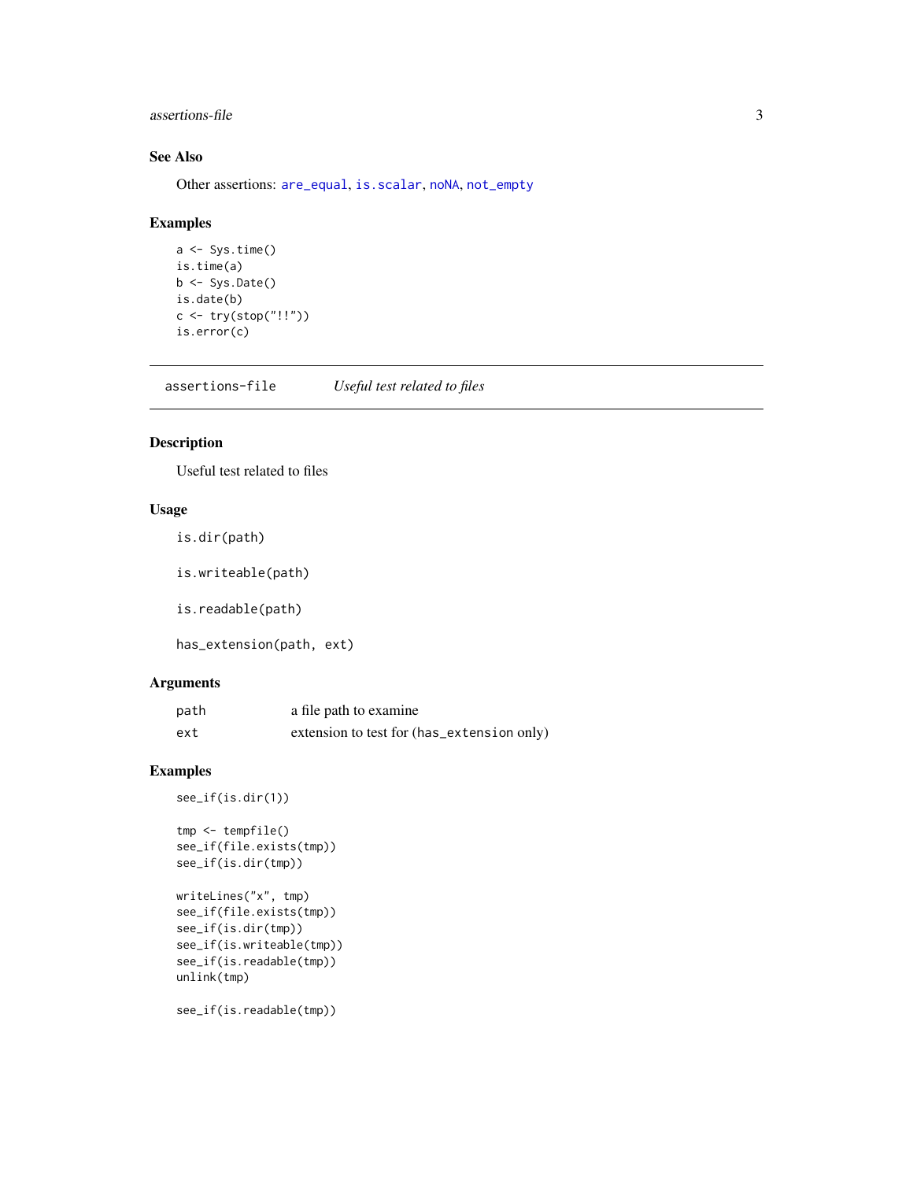### See Also

Other assertions: `are_equal`, `is.scalar`, `noNA`, `not_empty`

### Examples

```
a <- Sys.time()
is.time(a)
b <- Sys.Date()
is.date(b)
c <- try(stop("!!"))
is.error(c)
```

---

## assertions-file *Useful test related to files*

---

### Description

Useful test related to files

### Usage

```
is.dir(path)

is.writeable(path)

is.readable(path)

has_extension(path, ext)
```

### Arguments

| | |
|---|---|
| `path` | a file path to examine |
| `ext` | extension to test for (`has_extension` only) |

### Examples

```
see_if(is.dir(1))

tmp <- tempfile()
see_if(file.exists(tmp))
see_if(is.dir(tmp))

writeLines("x", tmp)
see_if(file.exists(tmp))
see_if(is.dir(tmp))
see_if(is.writeable(tmp))
see_if(is.readable(tmp))
unlink(tmp)

see_if(is.readable(tmp))
```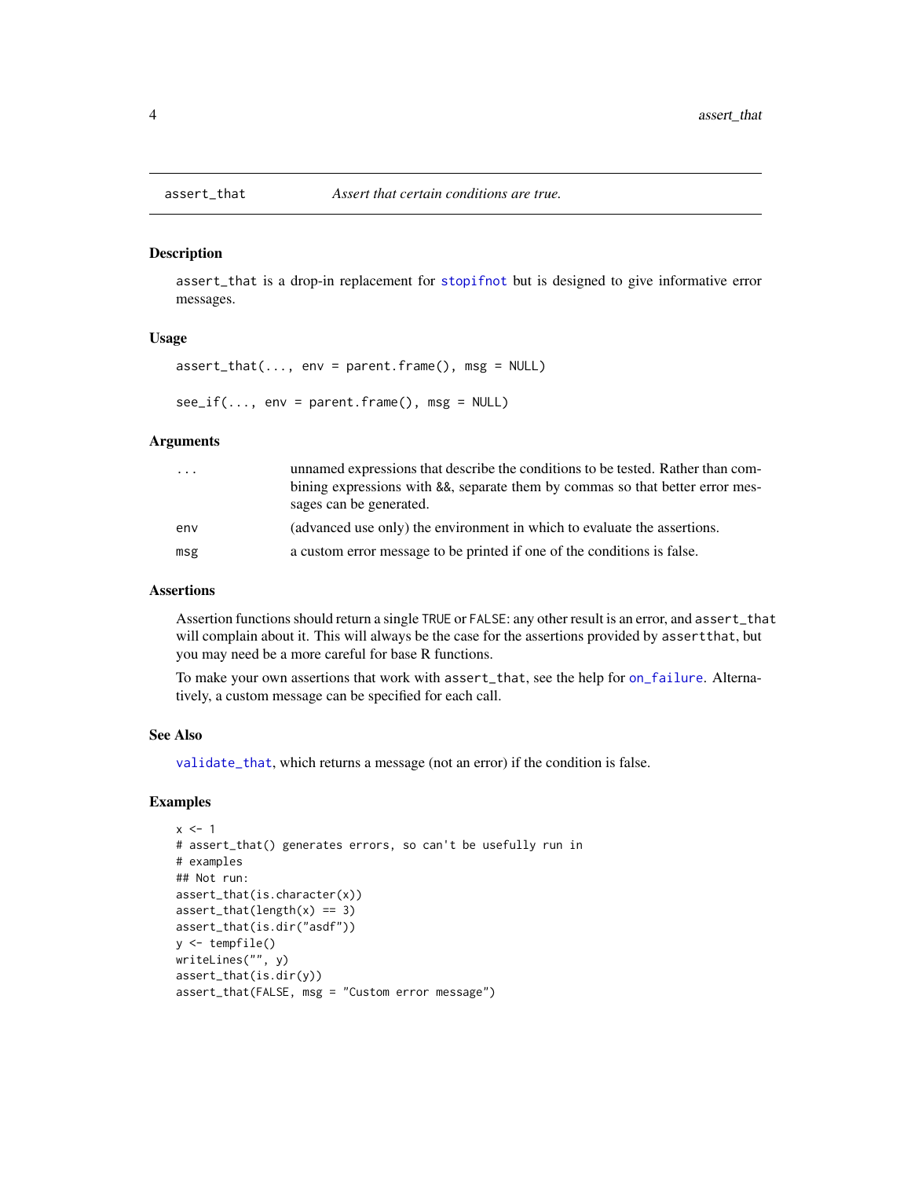## assert_that — *Assert that certain conditions are true.*

### Description

`assert_that` is a drop-in replacement for `stopifnot` but is designed to give informative error messages.

### Usage

```
assert_that(..., env = parent.frame(), msg = NULL)

see_if(..., env = parent.frame(), msg = NULL)
```

### Arguments

| | |
|---|---|
| `...` | unnamed expressions that describe the conditions to be tested. Rather than combining expressions with `&&`, separate them by commas so that better error messages can be generated. |
| `env` | (advanced use only) the environment in which to evaluate the assertions. |
| `msg` | a custom error message to be printed if one of the conditions is false. |

### Assertions

Assertion functions should return a single `TRUE` or `FALSE`: any other result is an error, and `assert_that` will complain about it. This will always be the case for the assertions provided by `assertthat`, but you may need be a more careful for base R functions.

To make your own assertions that work with `assert_that`, see the help for `on_failure`. Alternatively, a custom message can be specified for each call.

### See Also

`validate_that`, which returns a message (not an error) if the condition is false.

### Examples

```
x <- 1
# assert_that() generates errors, so can't be usefully run in
# examples
## Not run:
assert_that(is.character(x))
assert_that(length(x) == 3)
assert_that(is.dir("asdf"))
y <- tempfile()
writeLines("", y)
assert_that(is.dir(y))
assert_that(FALSE, msg = "Custom error message")
```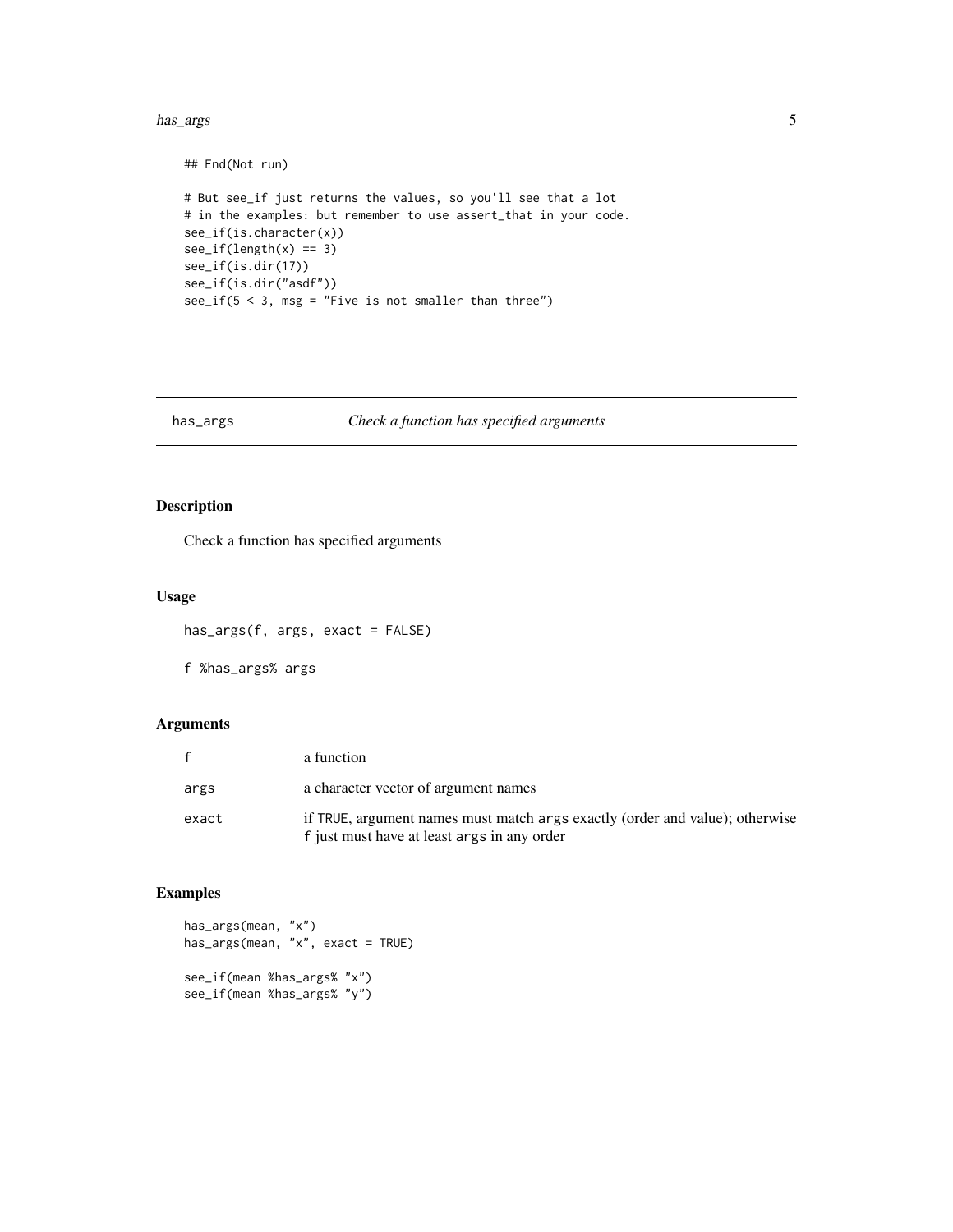```
## End(Not run)

# But see_if just returns the values, so you'll see that a lot
# in the examples: but remember to use assert_that in your code.
see_if(is.character(x))
see_if(length(x) == 3)
see_if(is.dir(17))
see_if(is.dir("asdf"))
see_if(5 < 3, msg = "Five is not smaller than three")
```

---

## has_args — *Check a function has specified arguments*

---

### Description

Check a function has specified arguments

### Usage

```
has_args(f, args, exact = FALSE)

f %has_args% args
```

### Arguments

| | |
|---|---|
| `f` | a function |
| `args` | a character vector of argument names |
| `exact` | if `TRUE`, argument names must match `args` exactly (order and value); otherwise `f` just must have at least `args` in any order |

### Examples

```
has_args(mean, "x")
has_args(mean, "x", exact = TRUE)

see_if(mean %has_args% "x")
see_if(mean %has_args% "y")
```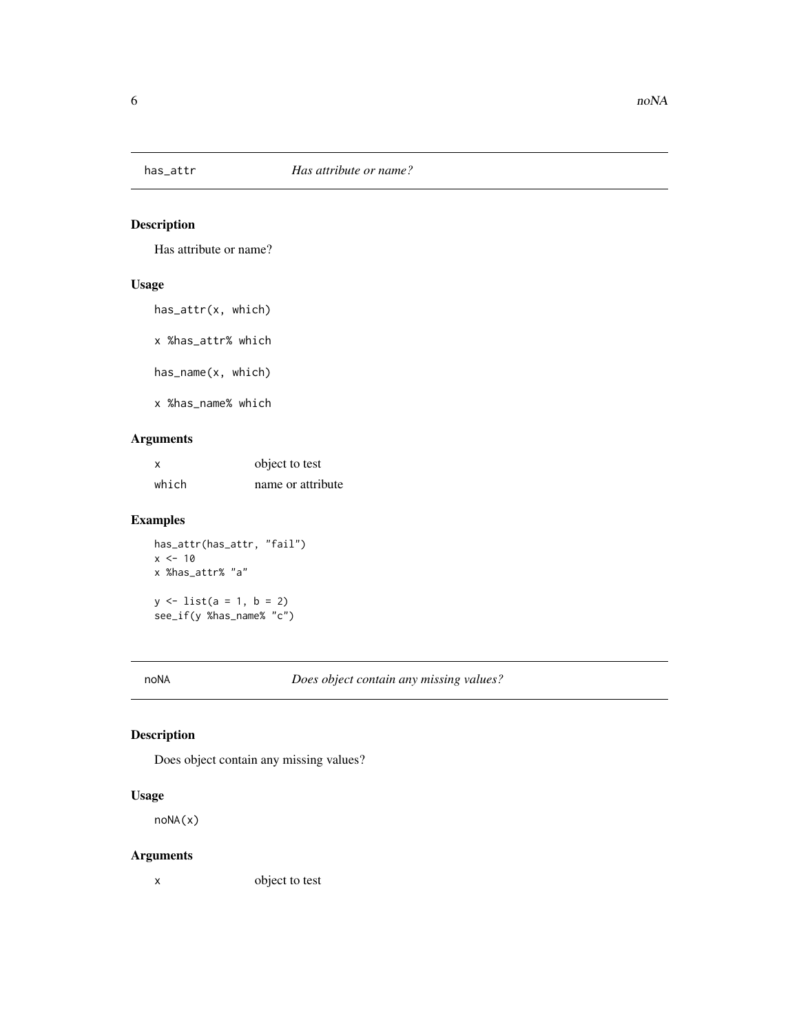## has_attr — *Has attribute or name?*

### Description

Has attribute or name?

### Usage

```
has_attr(x, which)

x %has_attr% which

has_name(x, which)

x %has_name% which
```

### Arguments

| | |
|---|---|
| x | object to test |
| which | name or attribute |

### Examples

```
has_attr(has_attr, "fail")
x <- 10
x %has_attr% "a"

y <- list(a = 1, b = 2)
see_if(y %has_name% "c")
```

## noNA — *Does object contain any missing values?*

### Description

Does object contain any missing values?

### Usage

```
noNA(x)
```

### Arguments

| | |
|---|---|
| x | object to test |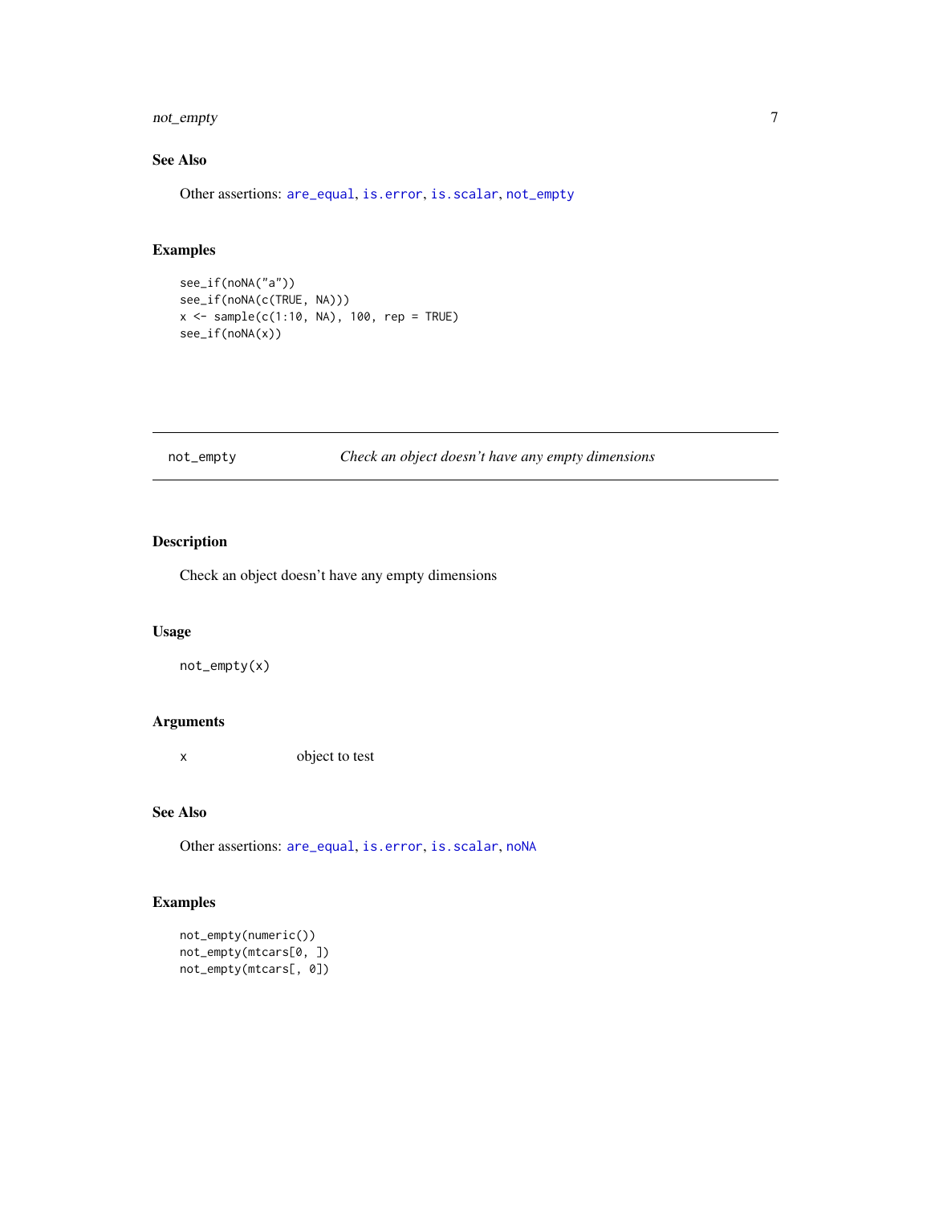### See Also

Other assertions: are_equal, is.error, is.scalar, not_empty

### Examples

```
see_if(noNA("a"))
see_if(noNA(c(TRUE, NA)))
x <- sample(c(1:10, NA), 100, rep = TRUE)
see_if(noNA(x))
```

## not_empty    *Check an object doesn't have any empty dimensions*

### Description

Check an object doesn't have any empty dimensions

### Usage

```
not_empty(x)
```

### Arguments

| | |
|---|---|
| x | object to test |

### See Also

Other assertions: are_equal, is.error, is.scalar, noNA

### Examples

```
not_empty(numeric())
not_empty(mtcars[0, ])
not_empty(mtcars[, 0])
```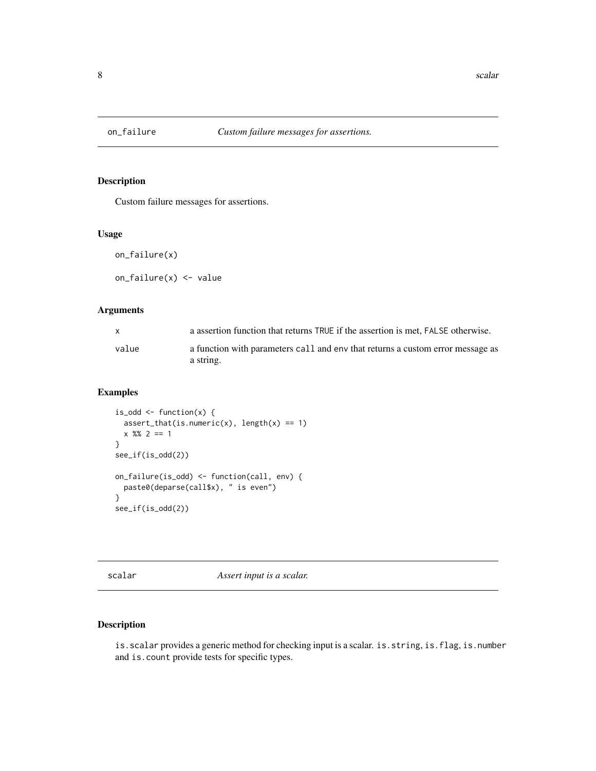## on_failure *Custom failure messages for assertions.*

### Description

Custom failure messages for assertions.

### Usage

```
on_failure(x)

on_failure(x) <- value
```

### Arguments

| | |
|---|---|
| x | a assertion function that returns TRUE if the assertion is met, FALSE otherwise. |
| value | a function with parameters call and env that returns a custom error message as a string. |

### Examples

```
is_odd <- function(x) {
  assert_that(is.numeric(x), length(x) == 1)
  x %% 2 == 1
}
see_if(is_odd(2))

on_failure(is_odd) <- function(call, env) {
  paste0(deparse(call$x), " is even")
}
see_if(is_odd(2))
```

## scalar *Assert input is a scalar.*

### Description

is.scalar provides a generic method for checking input is a scalar. is.string, is.flag, is.number and is.count provide tests for specific types.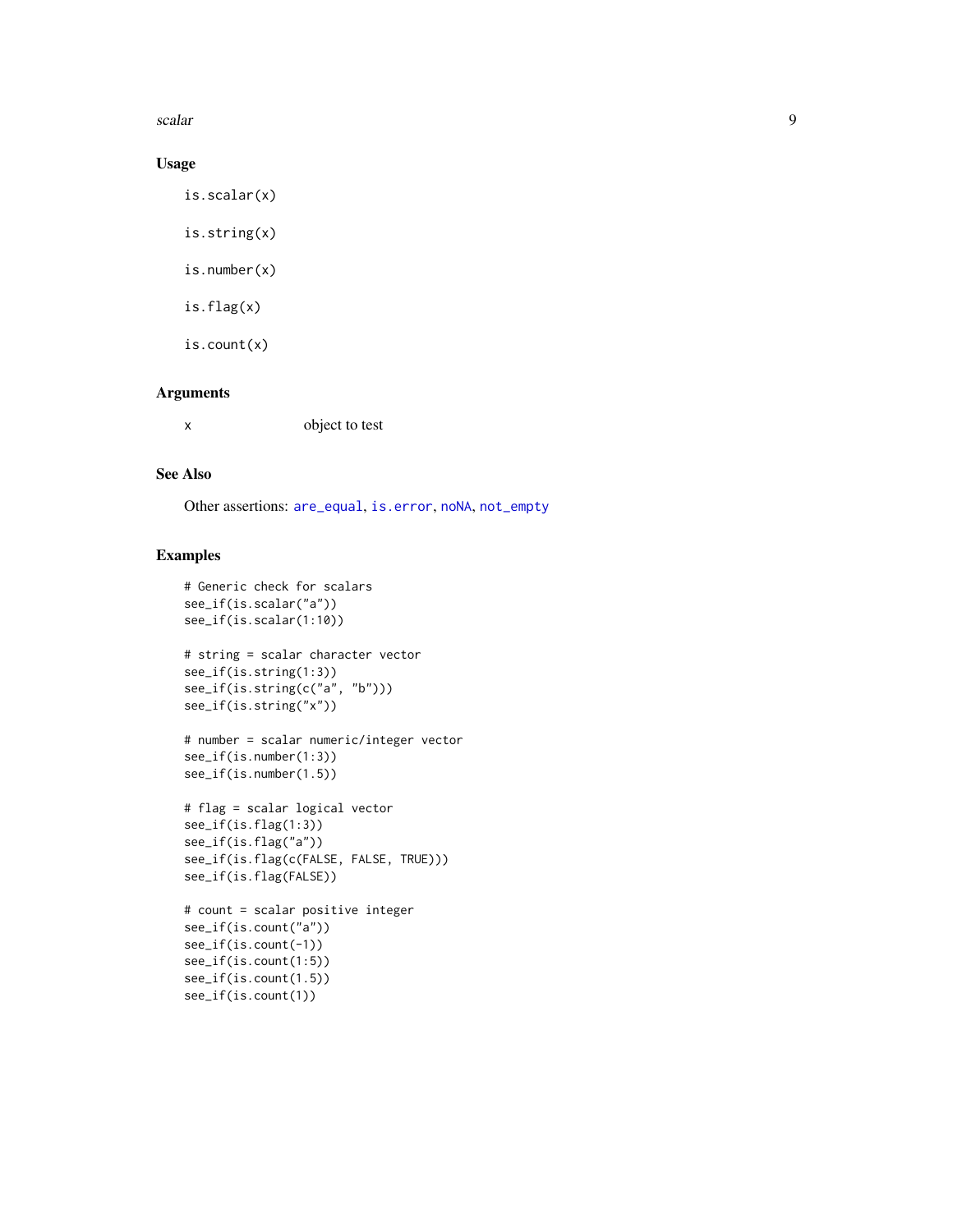## Usage

```
is.scalar(x)

is.string(x)

is.number(x)

is.flag(x)

is.count(x)
```

## Arguments

| | |
|---|---|
| x | object to test |

## See Also

Other assertions: `are_equal`, `is.error`, `noNA`, `not_empty`

## Examples

```
# Generic check for scalars
see_if(is.scalar("a"))
see_if(is.scalar(1:10))

# string = scalar character vector
see_if(is.string(1:3))
see_if(is.string(c("a", "b")))
see_if(is.string("x"))

# number = scalar numeric/integer vector
see_if(is.number(1:3))
see_if(is.number(1.5))

# flag = scalar logical vector
see_if(is.flag(1:3))
see_if(is.flag("a"))
see_if(is.flag(c(FALSE, FALSE, TRUE)))
see_if(is.flag(FALSE))

# count = scalar positive integer
see_if(is.count("a"))
see_if(is.count(-1))
see_if(is.count(1:5))
see_if(is.count(1.5))
see_if(is.count(1))
```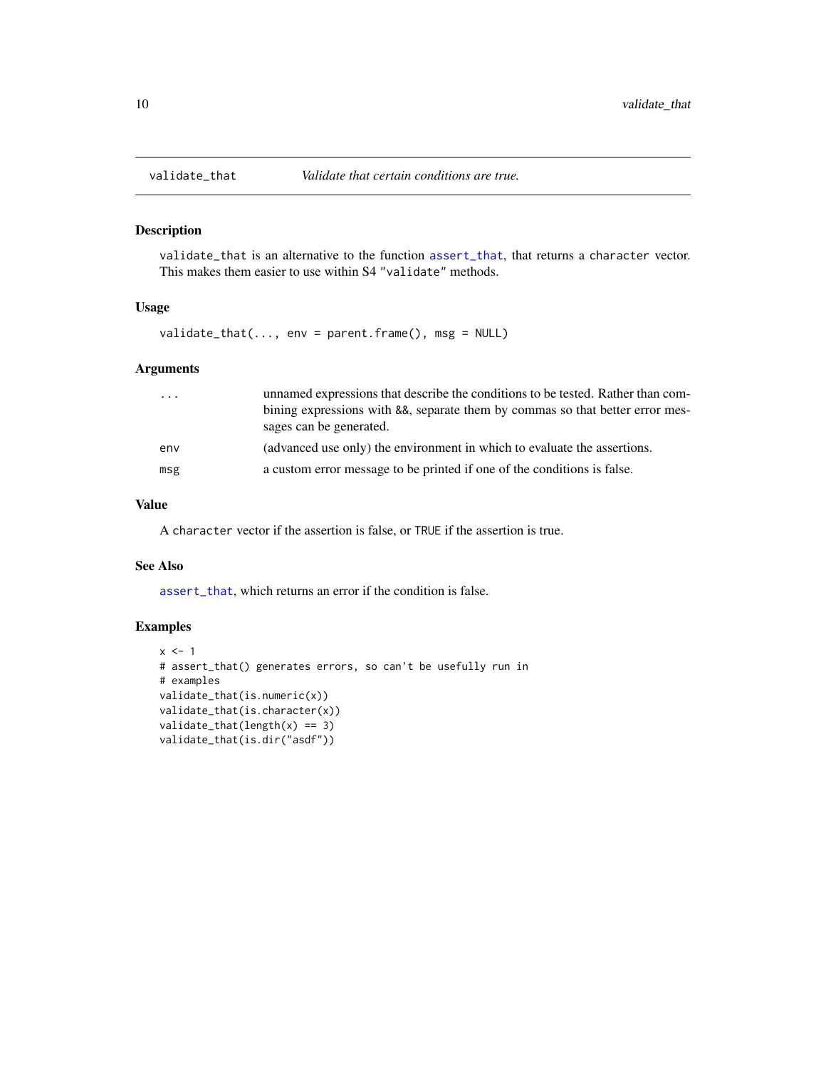## validate_that — *Validate that certain conditions are true.*

### Description

`validate_that` is an alternative to the function `assert_that`, that returns a `character` vector. This makes them easier to use within S4 `"validate"` methods.

### Usage

```
validate_that(..., env = parent.frame(), msg = NULL)
```

### Arguments

| | |
|---|---|
| `...` | unnamed expressions that describe the conditions to be tested. Rather than combining expressions with `&&`, separate them by commas so that better error messages can be generated. |
| `env` | (advanced use only) the environment in which to evaluate the assertions. |
| `msg` | a custom error message to be printed if one of the conditions is false. |

### Value

A `character` vector if the assertion is false, or `TRUE` if the assertion is true.

### See Also

`assert_that`, which returns an error if the condition is false.

### Examples

```
x <- 1
# assert_that() generates errors, so can't be usefully run in
# examples
validate_that(is.numeric(x))
validate_that(is.character(x))
validate_that(length(x) == 3)
validate_that(is.dir("asdf"))
```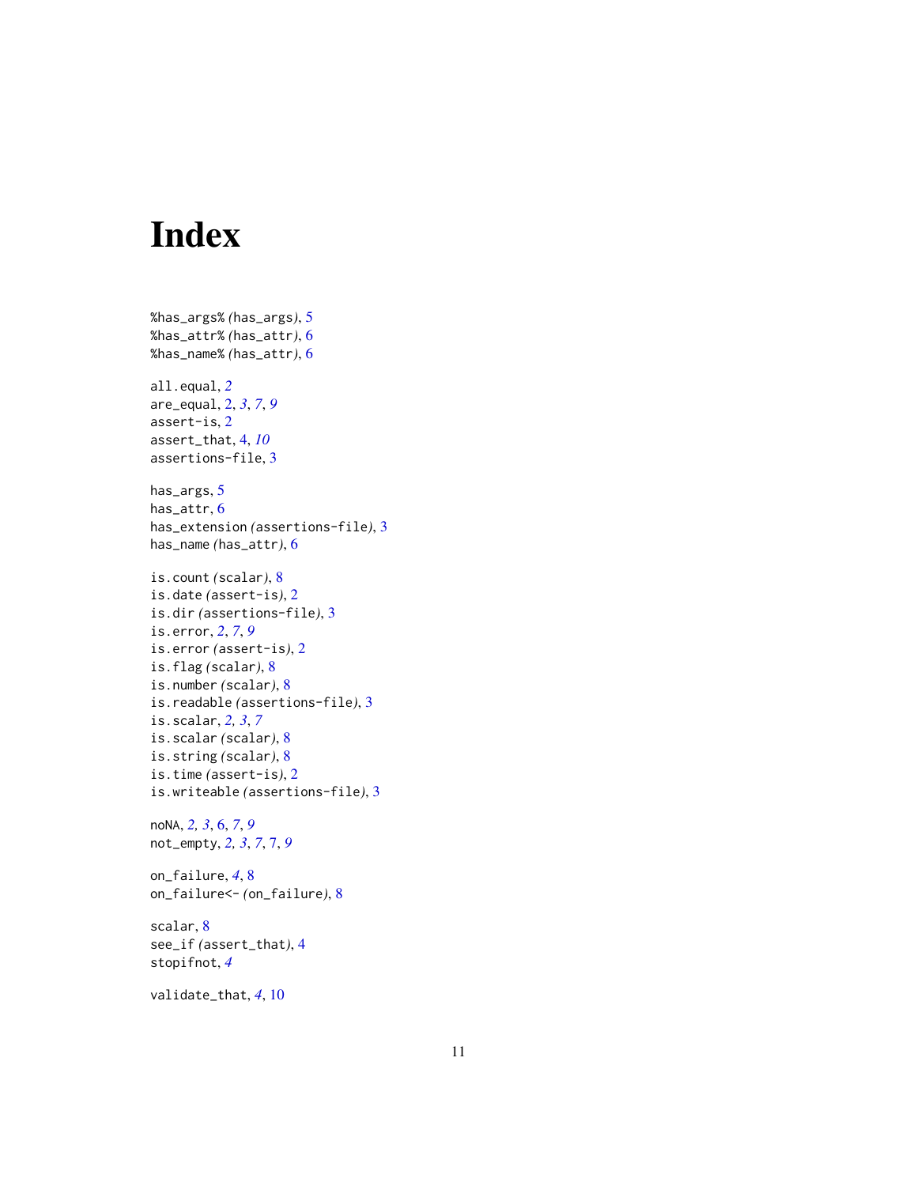# Index

%has_args% (has_args), 5
%has_attr% (has_attr), 6
%has_name% (has_attr), 6

all.equal, *2*
are_equal, 2, *3*, *7*, *9*
assert-is, 2
assert_that, 4, *10*
assertions-file, 3

has_args, 5
has_attr, 6
has_extension (assertions-file), 3
has_name (has_attr), 6

is.count (scalar), 8
is.date (assert-is), 2
is.dir (assertions-file), 3
is.error, *2*, *7*, *9*
is.error (assert-is), 2
is.flag (scalar), 8
is.number (scalar), 8
is.readable (assertions-file), 3
is.scalar, *2, 3*, *7*
is.scalar (scalar), 8
is.string (scalar), 8
is.time (assert-is), 2
is.writeable (assertions-file), 3

noNA, *2, 3*, 6, *7*, *9*
not_empty, *2, 3*, *7*, 7, *9*

on_failure, *4*, 8
on_failure<- (on_failure), 8

scalar, 8
see_if (assert_that), 4
stopifnot, *4*

validate_that, *4*, 10